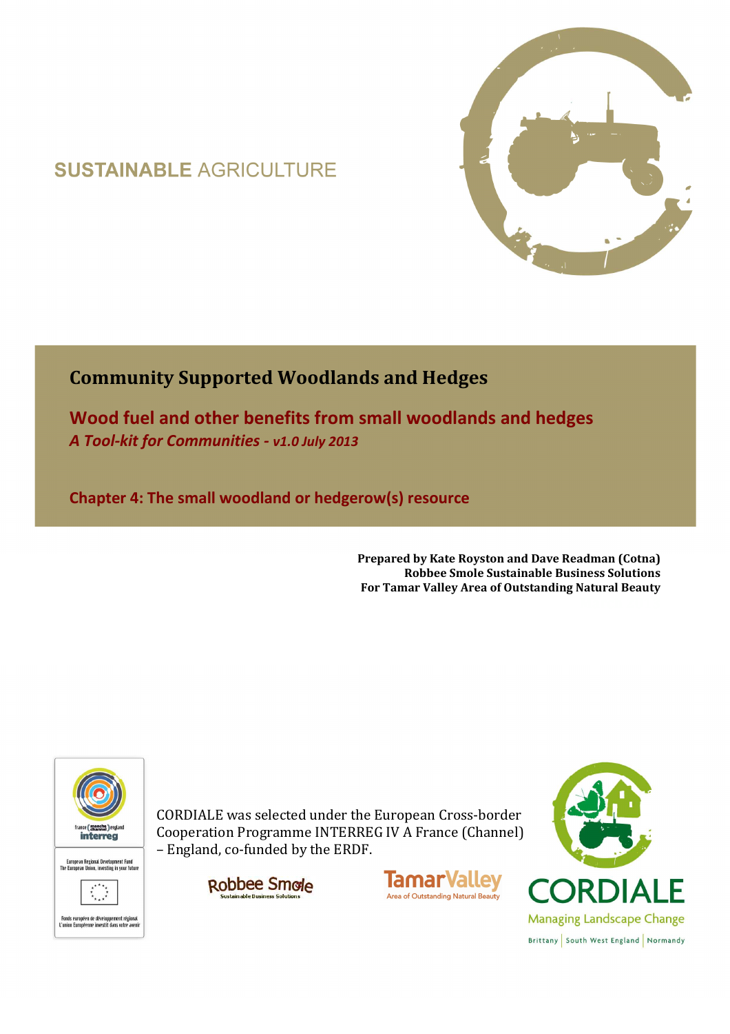SUSTAINABLE AGRICULTURE

# Community Supported Woodlands and Hedges

## Wood fuel and other benefits from small woodlands and hedges

*A Tool-kit for Communities - v1.0 July 2013*

## Chapter 4: The small woodland or hedgerow(s) resource

**Prepared by Kate Royston and Dave Readman (Cotna)**
**Robbee Smole Sustainable Business Solutions**
**For Tamar Valley Area of Outstanding Natural Beauty**

france (manche channel) england interreg

European Regional Development Fund
The European Union, investing in your future

Fonds européen de développement régional
L'union Européenne investit dans votre avenir

CORDIALE was selected under the European Cross-border Cooperation Programme INTERREG IV A France (Channel) – England, co-funded by the ERDF.

Robbee Smole Sustainable Business Solutions

TamarValley Area of Outstanding Natural Beauty

CORDIALE Managing Landscape Change

Brittany | South West England | Normandy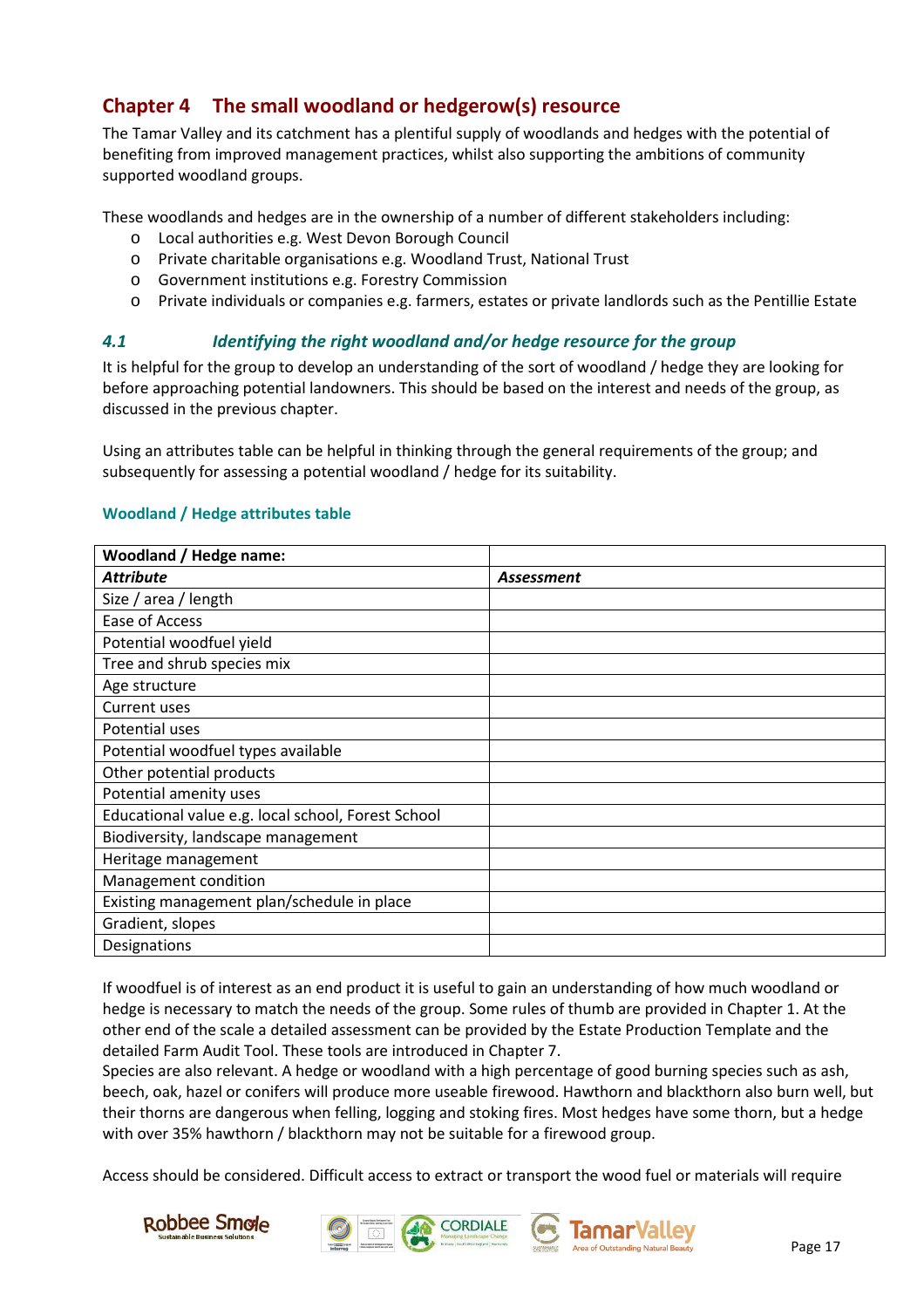## Chapter 4 The small woodland or hedgerow(s) resource

The Tamar Valley and its catchment has a plentiful supply of woodlands and hedges with the potential of benefiting from improved management practices, whilst also supporting the ambitions of community supported woodland groups.

These woodlands and hedges are in the ownership of a number of different stakeholders including:

- Local authorities e.g. West Devon Borough Council
- Private charitable organisations e.g. Woodland Trust, National Trust
- Government institutions e.g. Forestry Commission
- Private individuals or companies e.g. farmers, estates or private landlords such as the Pentillie Estate

### *4.1 Identifying the right woodland and/or hedge resource for the group*

It is helpful for the group to develop an understanding of the sort of woodland / hedge they are looking for before approaching potential landowners. This should be based on the interest and needs of the group, as discussed in the previous chapter.

Using an attributes table can be helpful in thinking through the general requirements of the group; and subsequently for assessing a potential woodland / hedge for its suitability.

**Woodland / Hedge attributes table**

| **Woodland / Hedge name:** | |
|---|---|
| ***Attribute*** | ***Assessment*** |
| Size / area / length | |
| Ease of Access | |
| Potential woodfuel yield | |
| Tree and shrub species mix | |
| Age structure | |
| Current uses | |
| Potential uses | |
| Potential woodfuel types available | |
| Other potential products | |
| Potential amenity uses | |
| Educational value e.g. local school, Forest School | |
| Biodiversity, landscape management | |
| Heritage management | |
| Management condition | |
| Existing management plan/schedule in place | |
| Gradient, slopes | |
| Designations | |

If woodfuel is of interest as an end product it is useful to gain an understanding of how much woodland or hedge is necessary to match the needs of the group. Some rules of thumb are provided in Chapter 1. At the other end of the scale a detailed assessment can be provided by the Estate Production Template and the detailed Farm Audit Tool. These tools are introduced in Chapter 7.

Species are also relevant. A hedge or woodland with a high percentage of good burning species such as ash, beech, oak, hazel or conifers will produce more useable firewood. Hawthorn and blackthorn also burn well, but their thorns are dangerous when felling, logging and stoking fires. Most hedges have some thorn, but a hedge with over 35% hawthorn / blackthorn may not be suitable for a firewood group.

Access should be considered. Difficult access to extract or transport the wood fuel or materials will require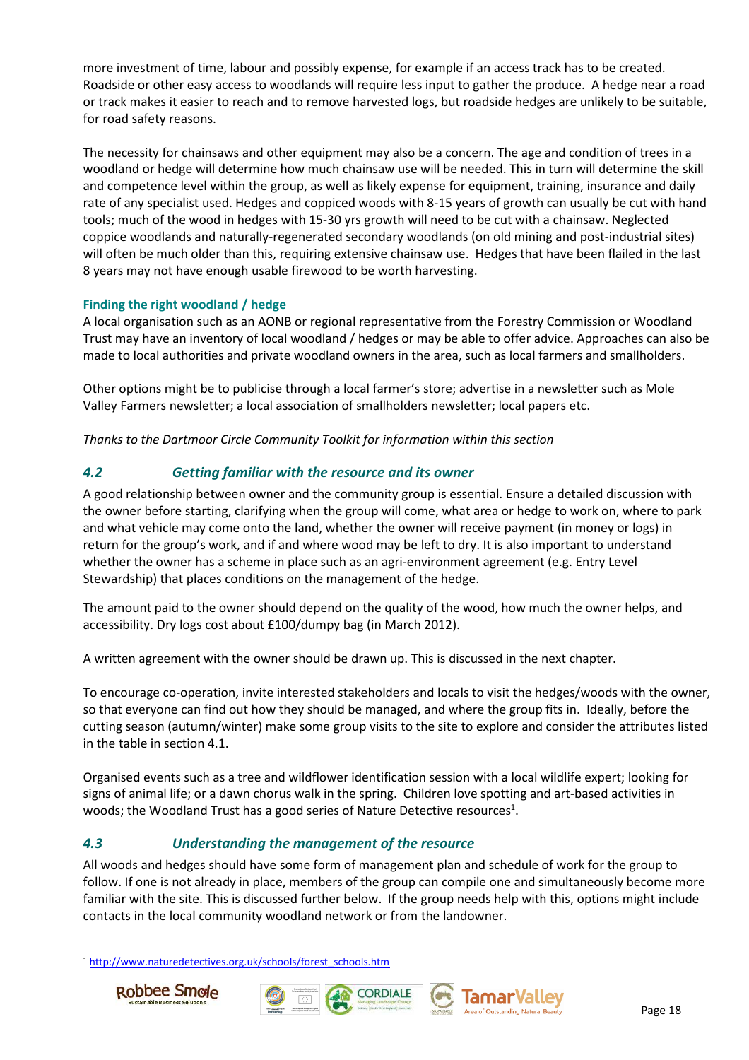more investment of time, labour and possibly expense, for example if an access track has to be created. Roadside or other easy access to woodlands will require less input to gather the produce. A hedge near a road or track makes it easier to reach and to remove harvested logs, but roadside hedges are unlikely to be suitable, for road safety reasons.

The necessity for chainsaws and other equipment may also be a concern. The age and condition of trees in a woodland or hedge will determine how much chainsaw use will be needed. This in turn will determine the skill and competence level within the group, as well as likely expense for equipment, training, insurance and daily rate of any specialist used. Hedges and coppiced woods with 8-15 years of growth can usually be cut with hand tools; much of the wood in hedges with 15-30 yrs growth will need to be cut with a chainsaw. Neglected coppice woodlands and naturally-regenerated secondary woodlands (on old mining and post-industrial sites) will often be much older than this, requiring extensive chainsaw use. Hedges that have been flailed in the last 8 years may not have enough usable firewood to be worth harvesting.

### Finding the right woodland / hedge

A local organisation such as an AONB or regional representative from the Forestry Commission or Woodland Trust may have an inventory of local woodland / hedges or may be able to offer advice. Approaches can also be made to local authorities and private woodland owners in the area, such as local farmers and smallholders.

Other options might be to publicise through a local farmer's store; advertise in a newsletter such as Mole Valley Farmers newsletter; a local association of smallholders newsletter; local papers etc.

*Thanks to the Dartmoor Circle Community Toolkit for information within this section*

## *4.2 Getting familiar with the resource and its owner*

A good relationship between owner and the community group is essential. Ensure a detailed discussion with the owner before starting, clarifying when the group will come, what area or hedge to work on, where to park and what vehicle may come onto the land, whether the owner will receive payment (in money or logs) in return for the group's work, and if and where wood may be left to dry. It is also important to understand whether the owner has a scheme in place such as an agri-environment agreement (e.g. Entry Level Stewardship) that places conditions on the management of the hedge.

The amount paid to the owner should depend on the quality of the wood, how much the owner helps, and accessibility. Dry logs cost about £100/dumpy bag (in March 2012).

A written agreement with the owner should be drawn up. This is discussed in the next chapter.

To encourage co-operation, invite interested stakeholders and locals to visit the hedges/woods with the owner, so that everyone can find out how they should be managed, and where the group fits in. Ideally, before the cutting season (autumn/winter) make some group visits to the site to explore and consider the attributes listed in the table in section 4.1.

Organised events such as a tree and wildflower identification session with a local wildlife expert; looking for signs of animal life; or a dawn chorus walk in the spring. Children love spotting and art-based activities in woods; the Woodland Trust has a good series of Nature Detective resources[1].

## *4.3 Understanding the management of the resource*

All woods and hedges should have some form of management plan and schedule of work for the group to follow. If one is not already in place, members of the group can compile one and simultaneously become more familiar with the site. This is discussed further below. If the group needs help with this, options might include contacts in the local community woodland network or from the landowner.

[1] http://www.naturedetectives.org.uk/schools/forest_schools.htm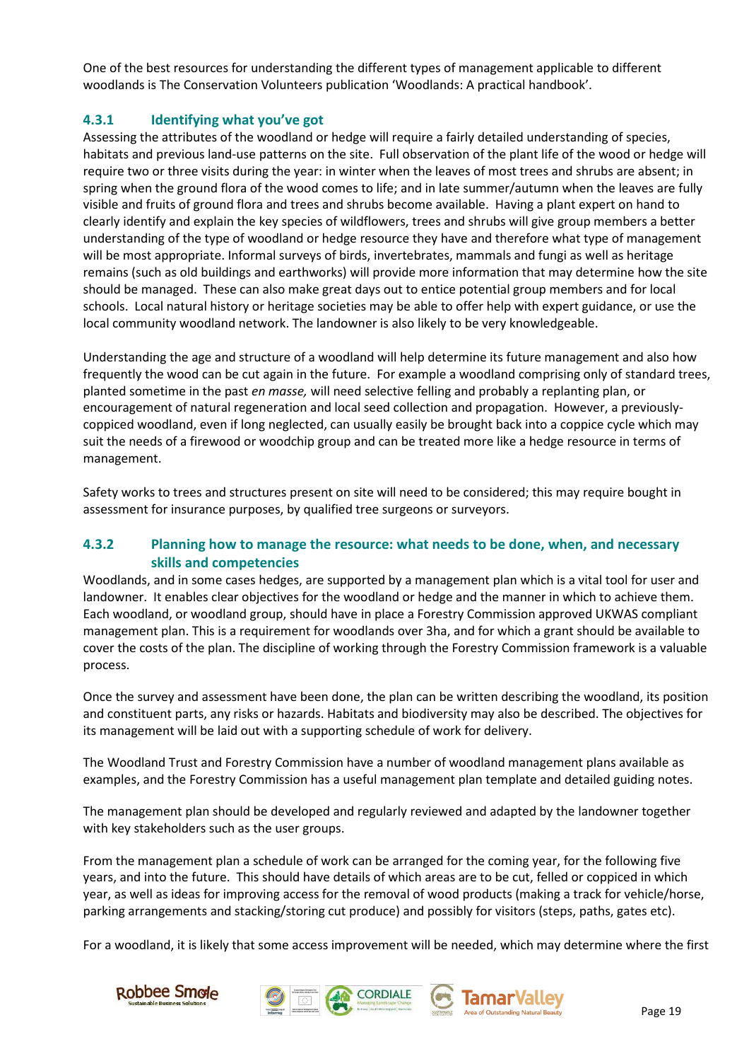One of the best resources for understanding the different types of management applicable to different woodlands is The Conservation Volunteers publication 'Woodlands: A practical handbook'.

### 4.3.1 Identifying what you've got

Assessing the attributes of the woodland or hedge will require a fairly detailed understanding of species, habitats and previous land-use patterns on the site. Full observation of the plant life of the wood or hedge will require two or three visits during the year: in winter when the leaves of most trees and shrubs are absent; in spring when the ground flora of the wood comes to life; and in late summer/autumn when the leaves are fully visible and fruits of ground flora and trees and shrubs become available. Having a plant expert on hand to clearly identify and explain the key species of wildflowers, trees and shrubs will give group members a better understanding of the type of woodland or hedge resource they have and therefore what type of management will be most appropriate. Informal surveys of birds, invertebrates, mammals and fungi as well as heritage remains (such as old buildings and earthworks) will provide more information that may determine how the site should be managed. These can also make great days out to entice potential group members and for local schools. Local natural history or heritage societies may be able to offer help with expert guidance, or use the local community woodland network. The landowner is also likely to be very knowledgeable.

Understanding the age and structure of a woodland will help determine its future management and also how frequently the wood can be cut again in the future. For example a woodland comprising only of standard trees, planted sometime in the past *en masse,* will need selective felling and probably a replanting plan, or encouragement of natural regeneration and local seed collection and propagation. However, a previously-coppiced woodland, even if long neglected, can usually easily be brought back into a coppice cycle which may suit the needs of a firewood or woodchip group and can be treated more like a hedge resource in terms of management.

Safety works to trees and structures present on site will need to be considered; this may require bought in assessment for insurance purposes, by qualified tree surgeons or surveyors.

### 4.3.2 Planning how to manage the resource: what needs to be done, when, and necessary skills and competencies

Woodlands, and in some cases hedges, are supported by a management plan which is a vital tool for user and landowner. It enables clear objectives for the woodland or hedge and the manner in which to achieve them. Each woodland, or woodland group, should have in place a Forestry Commission approved UKWAS compliant management plan. This is a requirement for woodlands over 3ha, and for which a grant should be available to cover the costs of the plan. The discipline of working through the Forestry Commission framework is a valuable process.

Once the survey and assessment have been done, the plan can be written describing the woodland, its position and constituent parts, any risks or hazards. Habitats and biodiversity may also be described. The objectives for its management will be laid out with a supporting schedule of work for delivery.

The Woodland Trust and Forestry Commission have a number of woodland management plans available as examples, and the Forestry Commission has a useful management plan template and detailed guiding notes.

The management plan should be developed and regularly reviewed and adapted by the landowner together with key stakeholders such as the user groups.

From the management plan a schedule of work can be arranged for the coming year, for the following five years, and into the future. This should have details of which areas are to be cut, felled or coppiced in which year, as well as ideas for improving access for the removal of wood products (making a track for vehicle/horse, parking arrangements and stacking/storing cut produce) and possibly for visitors (steps, paths, gates etc).

For a woodland, it is likely that some access improvement will be needed, which may determine where the first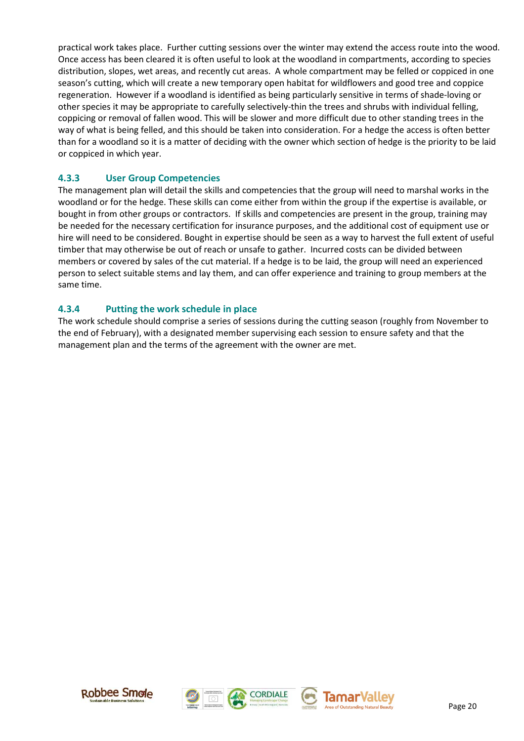practical work takes place. Further cutting sessions over the winter may extend the access route into the wood. Once access has been cleared it is often useful to look at the woodland in compartments, according to species distribution, slopes, wet areas, and recently cut areas. A whole compartment may be felled or coppiced in one season's cutting, which will create a new temporary open habitat for wildflowers and good tree and coppice regeneration. However if a woodland is identified as being particularly sensitive in terms of shade-loving or other species it may be appropriate to carefully selectively-thin the trees and shrubs with individual felling, coppicing or removal of fallen wood. This will be slower and more difficult due to other standing trees in the way of what is being felled, and this should be taken into consideration. For a hedge the access is often better than for a woodland so it is a matter of deciding with the owner which section of hedge is the priority to be laid or coppiced in which year.

### 4.3.3 User Group Competencies

The management plan will detail the skills and competencies that the group will need to marshal works in the woodland or for the hedge. These skills can come either from within the group if the expertise is available, or bought in from other groups or contractors. If skills and competencies are present in the group, training may be needed for the necessary certification for insurance purposes, and the additional cost of equipment use or hire will need to be considered. Bought in expertise should be seen as a way to harvest the full extent of useful timber that may otherwise be out of reach or unsafe to gather. Incurred costs can be divided between members or covered by sales of the cut material. If a hedge is to be laid, the group will need an experienced person to select suitable stems and lay them, and can offer experience and training to group members at the same time.

### 4.3.4 Putting the work schedule in place

The work schedule should comprise a series of sessions during the cutting season (roughly from November to the end of February), with a designated member supervising each session to ensure safety and that the management plan and the terms of the agreement with the owner are met.